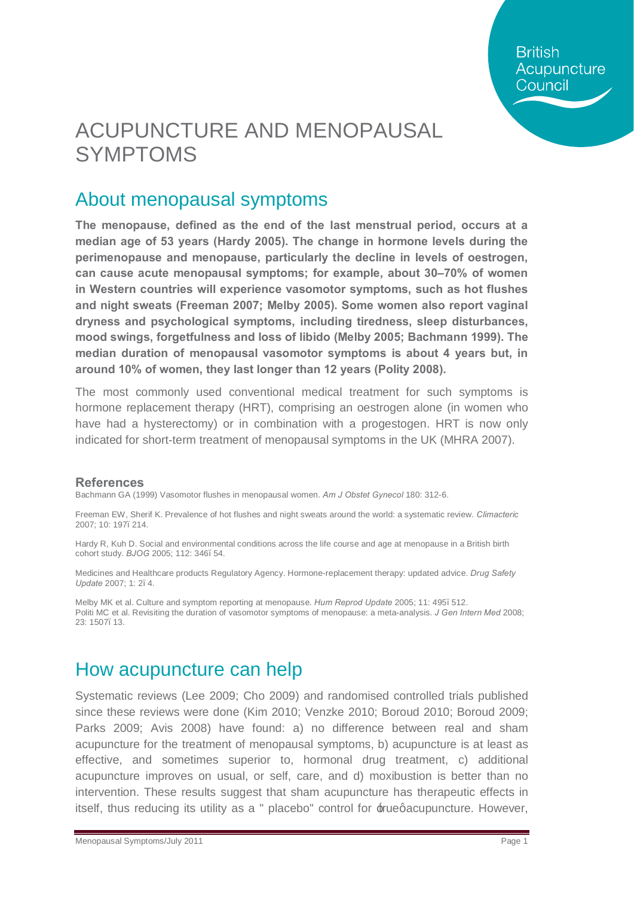# ACUPUNCTURE AND MENOPAUSAL SYMPTOMS

## About menopausal symptoms

**The menopause, defined as the end of the last menstrual period, occurs at a median age of 53 years (Hardy 2005). The change in hormone levels during the perimenopause and menopause, particularly the decline in levels of oestrogen, can cause acute menopausal symptoms; for example, about 30–70% of women in Western countries will experience vasomotor symptoms, such as hot flushes and night sweats (Freeman 2007; Melby 2005). Some women also report vaginal dryness and psychological symptoms, including tiredness, sleep disturbances, mood swings, forgetfulness and loss of libido (Melby 2005; Bachmann 1999). The median duration of menopausal vasomotor symptoms is about 4 years but, in around 10% of women, they last longer than 12 years (Polity 2008).**

The most commonly used conventional medical treatment for such symptoms is hormone replacement therapy (HRT), comprising an oestrogen alone (in women who have had a hysterectomy) or in combination with a progestogen. HRT is now only indicated for short-term treatment of menopausal symptoms in the UK (MHRA 2007).

### References

Bachmann GA (1999) Vasomotor flushes in menopausal women. *Am J Obstet Gynecol* 180: 312-6.

Freeman EW, Sherif K. Prevalence of hot flushes and night sweats around the world: a systematic review. *Climacteric* 2007; 10: 197ї 214.

Hardy R, Kuh D. Social and environmental conditions across the life course and age at menopause in a British birth cohort study. *BJOG* 2005; 112: 346ї 54.

Medicines and Healthcare products Regulatory Agency. Hormone-replacement therapy: updated advice. *Drug Safety Update* 2007; 1: 2ї 4.

Melby MK et al. Culture and symptom reporting at menopause. *Hum Reprod Update* 2005; 11: 495ї 512.
Politi MC et al. Revisiting the duration of vasomotor symptoms of menopause: a meta-analysis. *J Gen Intern Med* 2008; 23: 1507ї 13.

## How acupuncture can help

Systematic reviews (Lee 2009; Cho 2009) and randomised controlled trials published since these reviews were done (Kim 2010; Venzke 2010; Boroud 2010; Boroud 2009; Parks 2009; Avis 2008) have found: a) no difference between real and sham acupuncture for the treatment of menopausal symptoms, b) acupuncture is at least as effective, and sometimes superior to, hormonal drug treatment, c) additional acupuncture improves on usual, or self, care, and d) moxibustion is better than no intervention. These results suggest that sham acupuncture has therapeutic effects in itself, thus reducing its utility as a " placebo" control for ´trueô acupuncture. However,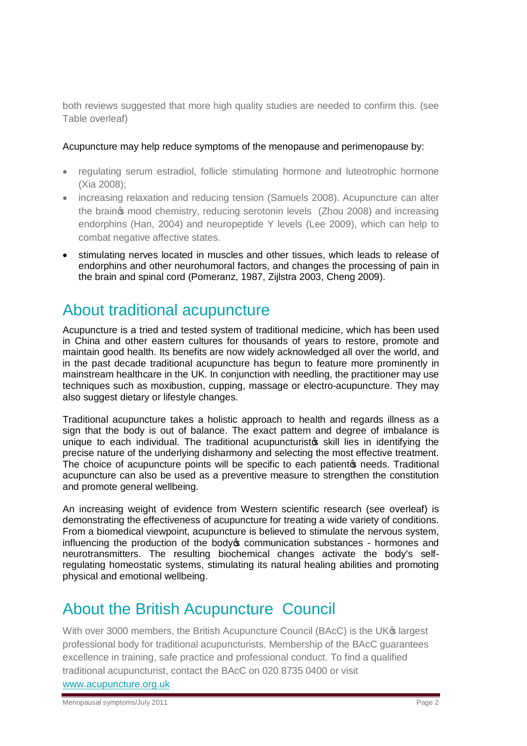both reviews suggested that more high quality studies are needed to confirm this. (see Table overleaf)

Acupuncture may help reduce symptoms of the menopause and perimenopause by:

- regulating serum estradiol, follicle stimulating hormone and luteotrophic hormone (Xia 2008);
- increasing relaxation and reducing tension (Samuels 2008). Acupuncture can alter the brain's mood chemistry, reducing serotonin levels (Zhou 2008) and increasing endorphins (Han, 2004) and neuropeptide Y levels (Lee 2009), which can help to combat negative affective states.
- stimulating nerves located in muscles and other tissues, which leads to release of endorphins and other neurohumoral factors, and changes the processing of pain in the brain and spinal cord (Pomeranz, 1987, Zijlstra 2003, Cheng 2009).

## About traditional acupuncture

Acupuncture is a tried and tested system of traditional medicine, which has been used in China and other eastern cultures for thousands of years to restore, promote and maintain good health. Its benefits are now widely acknowledged all over the world, and in the past decade traditional acupuncture has begun to feature more prominently in mainstream healthcare in the UK. In conjunction with needling, the practitioner may use techniques such as moxibustion, cupping, massage or electro-acupuncture. They may also suggest dietary or lifestyle changes.

Traditional acupuncture takes a holistic approach to health and regards illness as a sign that the body is out of balance. The exact pattern and degree of imbalance is unique to each individual. The traditional acupuncturist's skill lies in identifying the precise nature of the underlying disharmony and selecting the most effective treatment. The choice of acupuncture points will be specific to each patient's needs. Traditional acupuncture can also be used as a preventive measure to strengthen the constitution and promote general wellbeing.

An increasing weight of evidence from Western scientific research (see overleaf) is demonstrating the effectiveness of acupuncture for treating a wide variety of conditions. From a biomedical viewpoint, acupuncture is believed to stimulate the nervous system, influencing the production of the body's communication substances - hormones and neurotransmitters. The resulting biochemical changes activate the body's self-regulating homeostatic systems, stimulating its natural healing abilities and promoting physical and emotional wellbeing.

## About the British Acupuncture Council

With over 3000 members, the British Acupuncture Council (BAcC) is the UK's largest professional body for traditional acupuncturists. Membership of the BAcC guarantees excellence in training, safe practice and professional conduct. To find a qualified traditional acupuncturist, contact the BAcC on 020 8735 0400 or visit [www.acupuncture.org.uk](http://www.acupuncture.org.uk)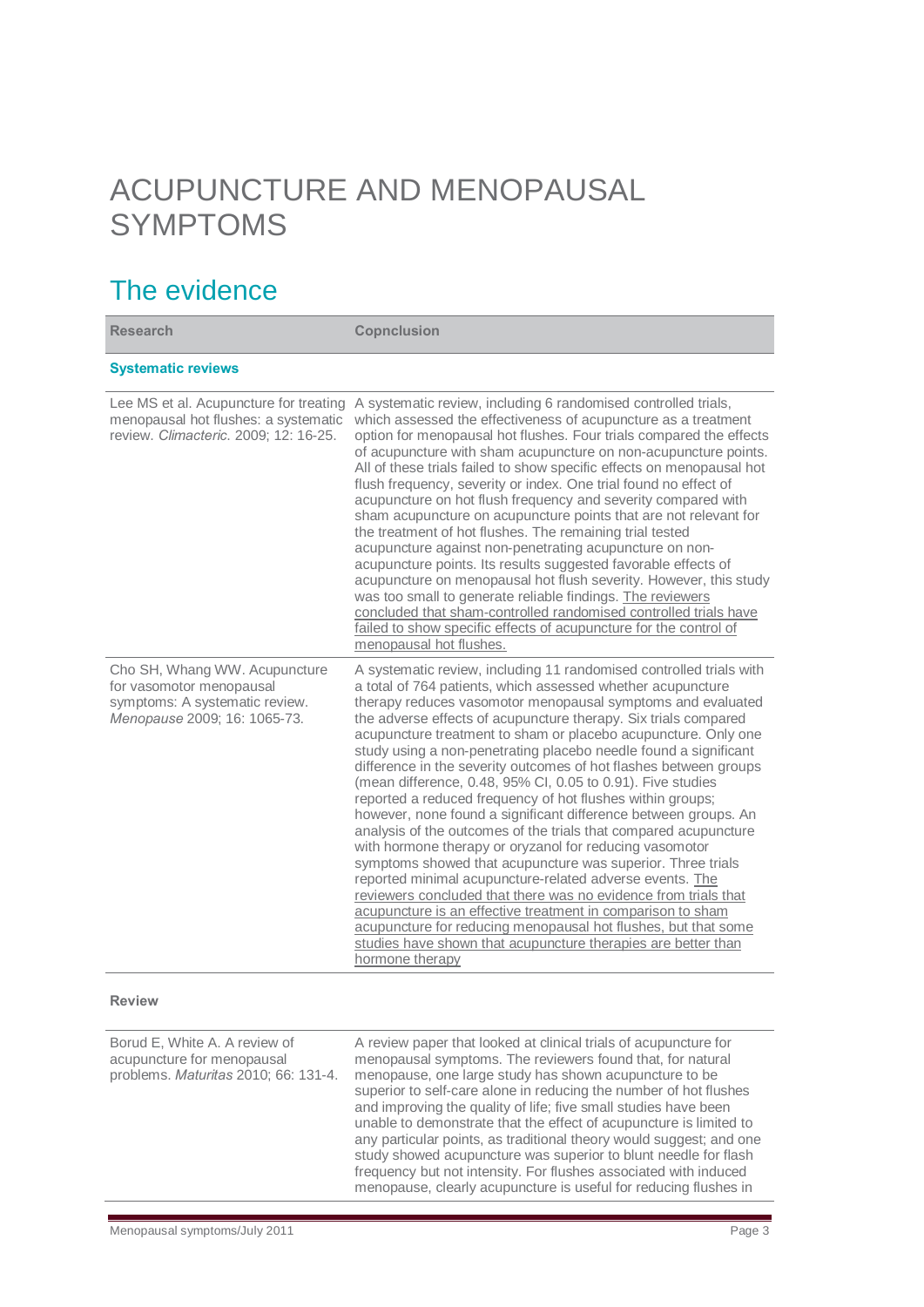# ACUPUNCTURE AND MENOPAUSAL SYMPTOMS

## The evidence

| Research | Copnclusion |
|---|---|
| **Systematic reviews** | |
| Lee MS et al. Acupuncture for treating menopausal hot flushes: a systematic review. *Climacteric*. 2009; 12: 16-25. | A systematic review, including 6 randomised controlled trials, which assessed the effectiveness of acupuncture as a treatment option for menopausal hot flushes. Four trials compared the effects of acupuncture with sham acupuncture on non-acupuncture points. All of these trials failed to show specific effects on menopausal hot flush frequency, severity or index. One trial found no effect of acupuncture on hot flush frequency and severity compared with sham acupuncture on acupuncture points that are not relevant for the treatment of hot flushes. The remaining trial tested acupuncture against non-penetrating acupuncture on non-acupuncture points. Its results suggested favorable effects of acupuncture on menopausal hot flush severity. However, this study was too small to generate reliable findings. The reviewers concluded that sham-controlled randomised controlled trials have failed to show specific effects of acupuncture for the control of menopausal hot flushes. |
| Cho SH, Whang WW. Acupuncture for vasomotor menopausal symptoms: A systematic review. *Menopause* 2009; 16: 1065-73. | A systematic review, including 11 randomised controlled trials with a total of 764 patients, which assessed whether acupuncture therapy reduces vasomotor menopausal symptoms and evaluated the adverse effects of acupuncture therapy. Six trials compared acupuncture treatment to sham or placebo acupuncture. Only one study using a non-penetrating placebo needle found a significant difference in the severity outcomes of hot flashes between groups (mean difference, 0.48, 95% CI, 0.05 to 0.91). Five studies reported a reduced frequency of hot flushes within groups; however, none found a significant difference between groups. An analysis of the outcomes of the trials that compared acupuncture with hormone therapy or oryzanol for reducing vasomotor symptoms showed that acupuncture was superior. Three trials reported minimal acupuncture-related adverse events. The reviewers concluded that there was no evidence from trials that acupuncture is an effective treatment in comparison to sham acupuncture for reducing menopausal hot flushes, but that some studies have shown that acupuncture therapies are better than hormone therapy |
| **Review** | |
| Borud E, White A. A review of acupuncture for menopausal problems. *Maturitas* 2010; 66: 131-4. | A review paper that looked at clinical trials of acupuncture for menopausal symptoms. The reviewers found that, for natural menopause, one large study has shown acupuncture to be superior to self-care alone in reducing the number of hot flushes and improving the quality of life; five small studies have been unable to demonstrate that the effect of acupuncture is limited to any particular points, as traditional theory would suggest; and one study showed acupuncture was superior to blunt needle for flash frequency but not intensity. For flushes associated with induced menopause, clearly acupuncture is useful for reducing flushes in |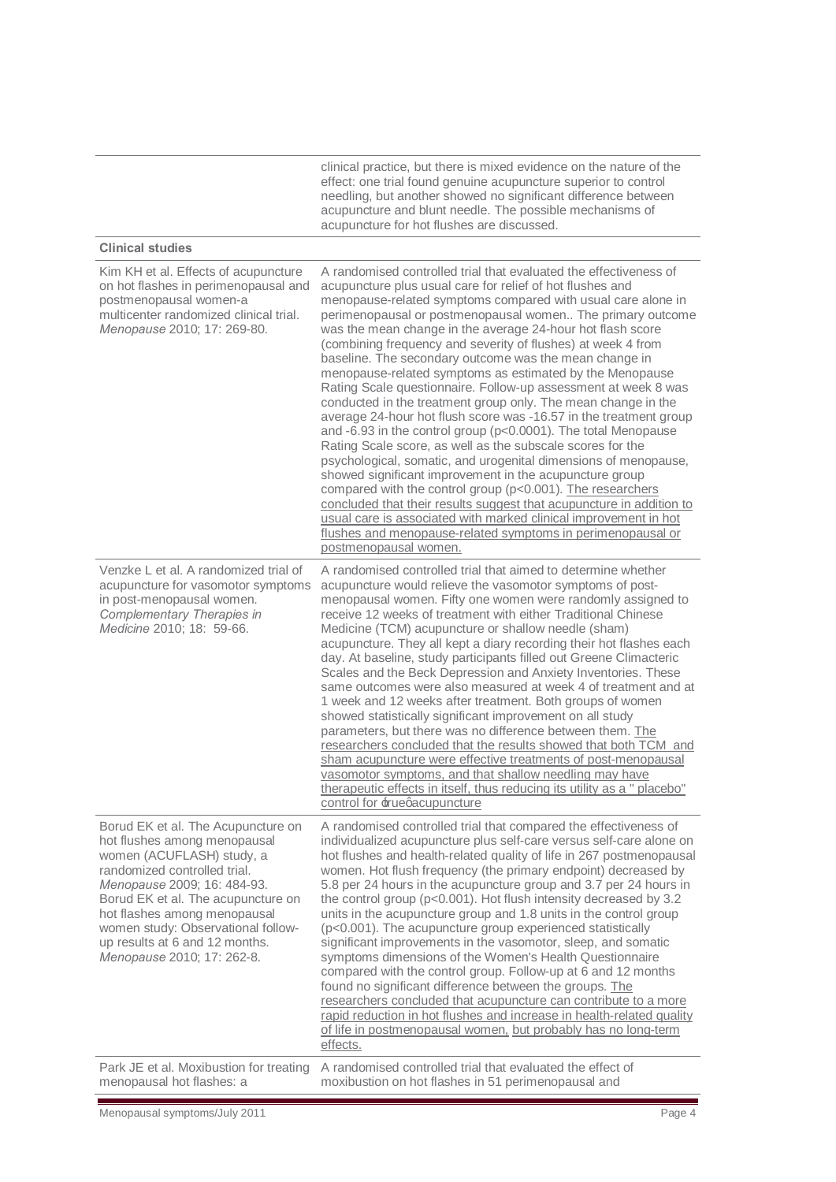| | |
|---|---|
| | clinical practice, but there is mixed evidence on the nature of the effect: one trial found genuine acupuncture superior to control needling, but another showed no significant difference between acupuncture and blunt needle. The possible mechanisms of acupuncture for hot flushes are discussed. |
| **Clinical studies** | |
| Kim KH et al. Effects of acupuncture on hot flashes in perimenopausal and postmenopausal women-a multicenter randomized clinical trial. *Menopause* 2010; 17: 269-80. | A randomised controlled trial that evaluated the effectiveness of acupuncture plus usual care for relief of hot flushes and menopause-related symptoms compared with usual care alone in perimenopausal or postmenopausal women.. The primary outcome was the mean change in the average 24-hour hot flash score (combining frequency and severity of flushes) at week 4 from baseline. The secondary outcome was the mean change in menopause-related symptoms as estimated by the Menopause Rating Scale questionnaire. Follow-up assessment at week 8 was conducted in the treatment group only. The mean change in the average 24-hour hot flush score was -16.57 in the treatment group and -6.93 in the control group ($p<0.0001$). The total Menopause Rating Scale score, as well as the subscale scores for the psychological, somatic, and urogenital dimensions of menopause, showed significant improvement in the acupuncture group compared with the control group ($p<0.001$). The researchers concluded that their results suggest that acupuncture in addition to usual care is associated with marked clinical improvement in hot flushes and menopause-related symptoms in perimenopausal or postmenopausal women. |
| Venzke L et al. A randomized trial of acupuncture for vasomotor symptoms in post-menopausal women. *Complementary Therapies in Medicine* 2010; 18: 59-66. | A randomised controlled trial that aimed to determine whether acupuncture would relieve the vasomotor symptoms of post-menopausal women. Fifty one women were randomly assigned to receive 12 weeks of treatment with either Traditional Chinese Medicine (TCM) acupuncture or shallow needle (sham) acupuncture. They all kept a diary recording their hot flashes each day. At baseline, study participants filled out Greene Climacteric Scales and the Beck Depression and Anxiety Inventories. These same outcomes were also measured at week 4 of treatment and at 1 week and 12 weeks after treatment. Both groups of women showed statistically significant improvement on all study parameters, but there was no difference between them. The researchers concluded that the results showed that both TCM and sham acupuncture were effective treatments of post-menopausal vasomotor symptoms, and that shallow needling may have therapeutic effects in itself, thus reducing its utility as a " placebo" control for 'true' acupuncture |
| Borud EK et al. The Acupuncture on hot flushes among menopausal women (ACUFLASH) study, a randomized controlled trial. *Menopause* 2009; 16: 484-93. Borud EK et al. The acupuncture on hot flashes among menopausal women study: Observational follow-up results at 6 and 12 months. *Menopause* 2010; 17: 262-8. | A randomised controlled trial that compared the effectiveness of individualized acupuncture plus self-care versus self-care alone on hot flushes and health-related quality of life in 267 postmenopausal women. Hot flush frequency (the primary endpoint) decreased by 5.8 per 24 hours in the acupuncture group and 3.7 per 24 hours in the control group ($p<0.001$). Hot flush intensity decreased by 3.2 units in the acupuncture group and 1.8 units in the control group ($p<0.001$). The acupuncture group experienced statistically significant improvements in the vasomotor, sleep, and somatic symptoms dimensions of the Women's Health Questionnaire compared with the control group. Follow-up at 6 and 12 months found no significant difference between the groups. The researchers concluded that acupuncture can contribute to a more rapid reduction in hot flushes and increase in health-related quality of life in postmenopausal women, but probably has no long-term effects. |
| Park JE et al. Moxibustion for treating menopausal hot flashes: a | A randomised controlled trial that evaluated the effect of moxibustion on hot flashes in 51 perimenopausal and |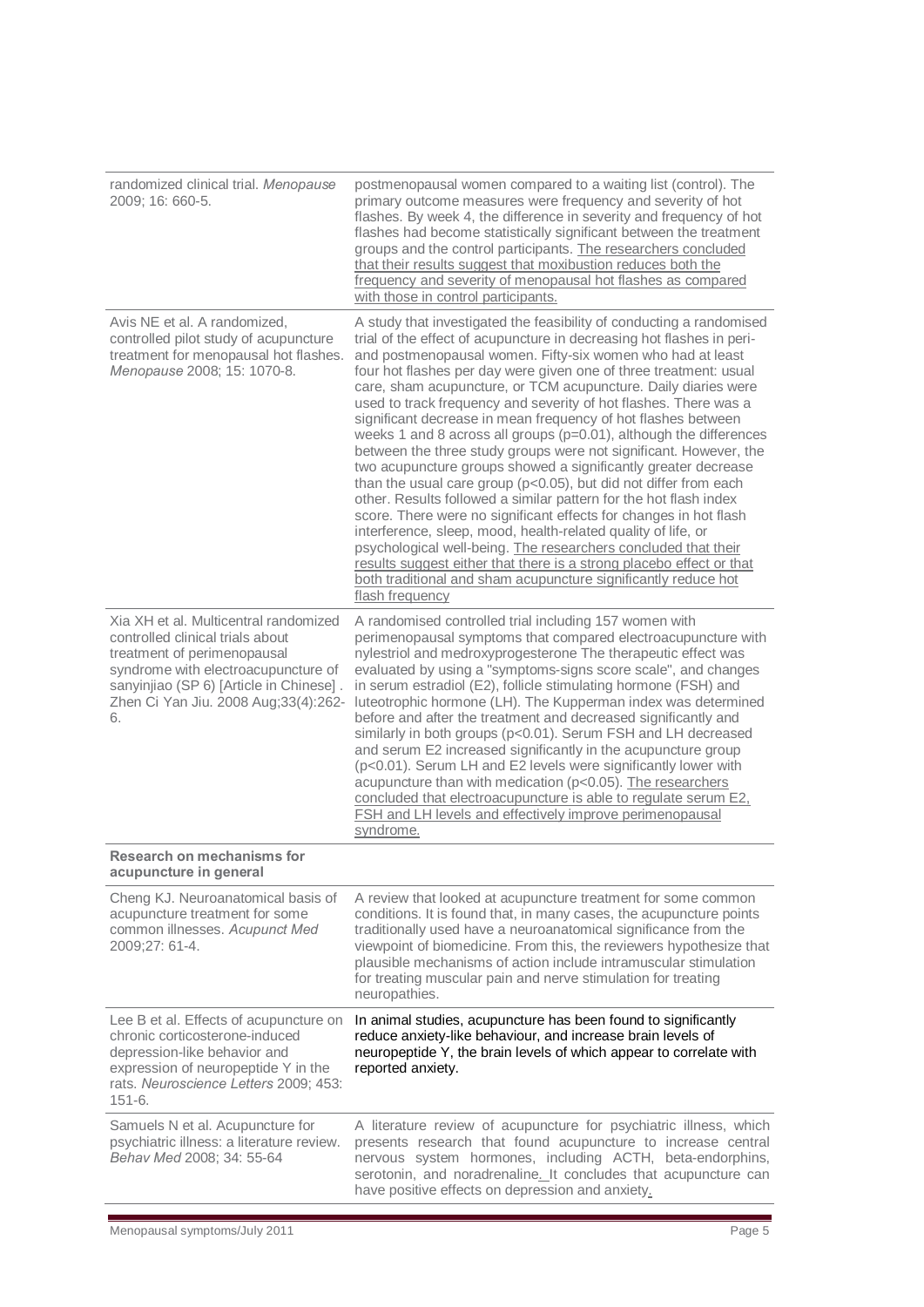| | |
|---|---|
| randomized clinical trial. *Menopause* 2009; 16: 660-5. | postmenopausal women compared to a waiting list (control). The primary outcome measures were frequency and severity of hot flashes. By week 4, the difference in severity and frequency of hot flashes had become statistically significant between the treatment groups and the control participants. The researchers concluded that their results suggest that moxibustion reduces both the frequency and severity of menopausal hot flashes as compared with those in control participants. |
| Avis NE et al. A randomized, controlled pilot study of acupuncture treatment for menopausal hot flashes. *Menopause* 2008; 15: 1070-8. | A study that investigated the feasibility of conducting a randomised trial of the effect of acupuncture in decreasing hot flashes in peri- and postmenopausal women. Fifty-six women who had at least four hot flashes per day were given one of three treatment: usual care, sham acupuncture, or TCM acupuncture. Daily diaries were used to track frequency and severity of hot flashes. There was a significant decrease in mean frequency of hot flashes between weeks 1 and 8 across all groups ($p=0.01$), although the differences between the three study groups were not significant. However, the two acupuncture groups showed a significantly greater decrease than the usual care group ($p<0.05$), but did not differ from each other. Results followed a similar pattern for the hot flash index score. There were no significant effects for changes in hot flash interference, sleep, mood, health-related quality of life, or psychological well-being. The researchers concluded that their results suggest either that there is a strong placebo effect or that both traditional and sham acupuncture significantly reduce hot flash frequency |
| Xia XH et al. Multicentral randomized controlled clinical trials about treatment of perimenopausal syndrome with electroacupuncture of sanyinjiao (SP 6) [Article in Chinese] . Zhen Ci Yan Jiu. 2008 Aug;33(4):262-6. | A randomised controlled trial including 157 women with perimenopausal symptoms that compared electroacupuncture with nylestriol and medroxyprogesterone The therapeutic effect was evaluated by using a "symptoms-signs score scale", and changes in serum estradiol (E2), follicle stimulating hormone (FSH) and luteotrophic hormone (LH). The Kupperman index was determined before and after the treatment and decreased significantly and similarly in both groups ($p<0.01$). Serum FSH and LH decreased and serum E2 increased significantly in the acupuncture group ($p<0.01$). Serum LH and E2 levels were significantly lower with acupuncture than with medication ($p<0.05$). The researchers concluded that electroacupuncture is able to regulate serum E2, FSH and LH levels and effectively improve perimenopausal syndrome. |
| **Research on mechanisms for acupuncture in general** | |
| Cheng KJ. Neuroanatomical basis of acupuncture treatment for some common illnesses. *Acupunct Med* 2009;27: 61-4. | A review that looked at acupuncture treatment for some common conditions. It is found that, in many cases, the acupuncture points traditionally used have a neuroanatomical significance from the viewpoint of biomedicine. From this, the reviewers hypothesize that plausible mechanisms of action include intramuscular stimulation for treating muscular pain and nerve stimulation for treating neuropathies. |
| Lee B et al. Effects of acupuncture on chronic corticosterone-induced depression-like behavior and expression of neuropeptide Y in the rats. *Neuroscience Letters* 2009; 453: 151-6. | In animal studies, acupuncture has been found to significantly reduce anxiety-like behaviour, and increase brain levels of neuropeptide Y, the brain levels of which appear to correlate with reported anxiety. |
| Samuels N et al. Acupuncture for psychiatric illness: a literature review. *Behav Med* 2008; 34: 55-64 | A literature review of acupuncture for psychiatric illness, which presents research that found acupuncture to increase central nervous system hormones, including ACTH, beta-endorphins, serotonin, and noradrenaline. It concludes that acupuncture can have positive effects on depression and anxiety. |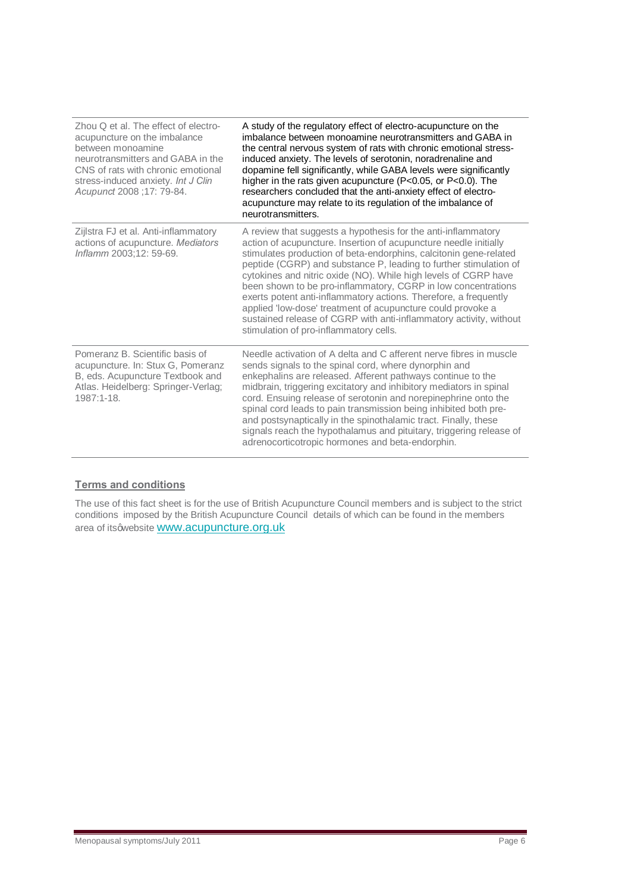| | |
|---|---|
| Zhou Q et al. The effect of electro-acupuncture on the imbalance between monoamine neurotransmitters and GABA in the CNS of rats with chronic emotional stress-induced anxiety. *Int J Clin Acupunct* 2008 ;17: 79-84. | A study of the regulatory effect of electro-acupuncture on the imbalance between monoamine neurotransmitters and GABA in the central nervous system of rats with chronic emotional stress-induced anxiety. The levels of serotonin, noradrenaline and dopamine fell significantly, while GABA levels were significantly higher in the rats given acupuncture ($P<0.05$, or $P<0.0$). The researchers concluded that the anti-anxiety effect of electro-acupuncture may relate to its regulation of the imbalance of neurotransmitters. |
| Zijlstra FJ et al. Anti-inflammatory actions of acupuncture. *Mediators Inflamm* 2003;12: 59-69. | A review that suggests a hypothesis for the anti-inflammatory action of acupuncture. Insertion of acupuncture needle initially stimulates production of beta-endorphins, calcitonin gene-related peptide (CGRP) and substance P, leading to further stimulation of cytokines and nitric oxide (NO). While high levels of CGRP have been shown to be pro-inflammatory, CGRP in low concentrations exerts potent anti-inflammatory actions. Therefore, a frequently applied 'low-dose' treatment of acupuncture could provoke a sustained release of CGRP with anti-inflammatory activity, without stimulation of pro-inflammatory cells. |
| Pomeranz B. Scientific basis of acupuncture. In: Stux G, Pomeranz B, eds. Acupuncture Textbook and Atlas. Heidelberg: Springer-Verlag; 1987:1-18. | Needle activation of A delta and C afferent nerve fibres in muscle sends signals to the spinal cord, where dynorphin and enkephalins are released. Afferent pathways continue to the midbrain, triggering excitatory and inhibitory mediators in spinal cord. Ensuing release of serotonin and norepinephrine onto the spinal cord leads to pain transmission being inhibited both pre- and postsynaptically in the spinothalamic tract. Finally, these signals reach the hypothalamus and pituitary, triggering release of adrenocorticotropic hormones and beta-endorphin. |

## Terms and conditions

The use of this fact sheet is for the use of British Acupuncture Council members and is subject to the strict conditions imposed by the British Acupuncture Council details of which can be found in the members area of itsqwebsite www.acupuncture.org.uk